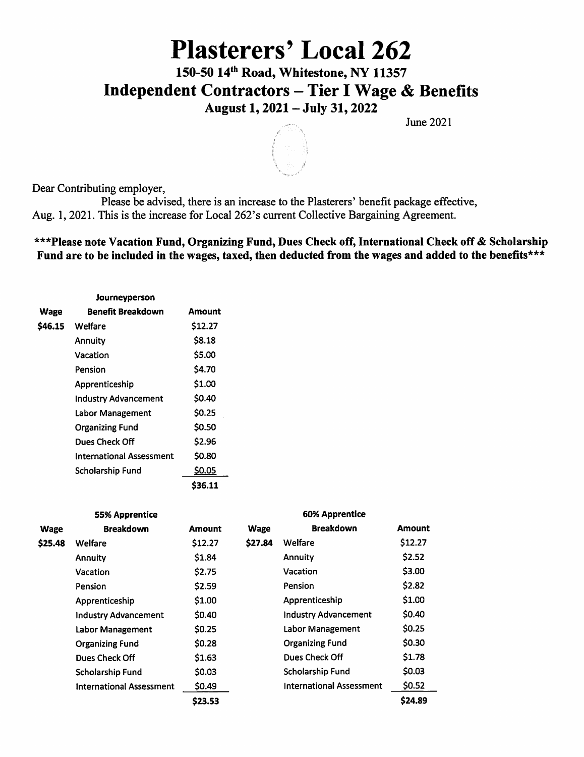# Plasterers' Local 262

## 150-50 14th Road, Whitestone, NY 11357

## Independent Contractors – Tier I Wage & Benefits

### August 1, 2021 – July 31, 2022

June 2021

Dear Contributing employer,

Please be advised, there is an increase to the Plasterers' benefit package effective, Aug. 1, 2021. This is the increase for Local 262's current Collective Bargaining Agreement.

**\*\*\*Please note Vacation Fund, Organizing Fund, Dues Check off, International Check off & Scholarship Fund are to be included in the wages, taxed, then deducted from the wages and added to the benefits\*\*\***

| | Journeyperson | |
|---|---|---|
| **Wage** | **Benefit Breakdown** | **Amount** |
| **$46.15** | Welfare | $12.27 |
| | Annuity | $8.18 |
| | Vacation | $5.00 |
| | Pension | $4.70 |
| | Apprenticeship | $1.00 |
| | Industry Advancement | $0.40 |
| | Labor Management | $0.25 |
| | Organizing Fund | $0.50 |
| | Dues Check Off | $2.96 |
| | International Assessment | $0.80 |
| | Scholarship Fund | $0.05 |
| | | **$36.11** |

| | 55% Apprentice | | | 60% Apprentice | |
|---|---|---|---|---|---|
| **Wage** | **Breakdown** | **Amount** | **Wage** | **Breakdown** | **Amount** |
| **$25.48** | Welfare | $12.27 | **$27.84** | Welfare | $12.27 |
| | Annuity | $1.84 | | Annuity | $2.52 |
| | Vacation | $2.75 | | Vacation | $3.00 |
| | Pension | $2.59 | | Pension | $2.82 |
| | Apprenticeship | $1.00 | | Apprenticeship | $1.00 |
| | Industry Advancement | $0.40 | | Industry Advancement | $0.40 |
| | Labor Management | $0.25 | | Labor Management | $0.25 |
| | Organizing Fund | $0.28 | | Organizing Fund | $0.30 |
| | Dues Check Off | $1.63 | | Dues Check Off | $1.78 |
| | Scholarship Fund | $0.03 | | Scholarship Fund | $0.03 |
| | International Assessment | $0.49 | | International Assessment | $0.52 |
| | | **$23.53** | | | **$24.89** |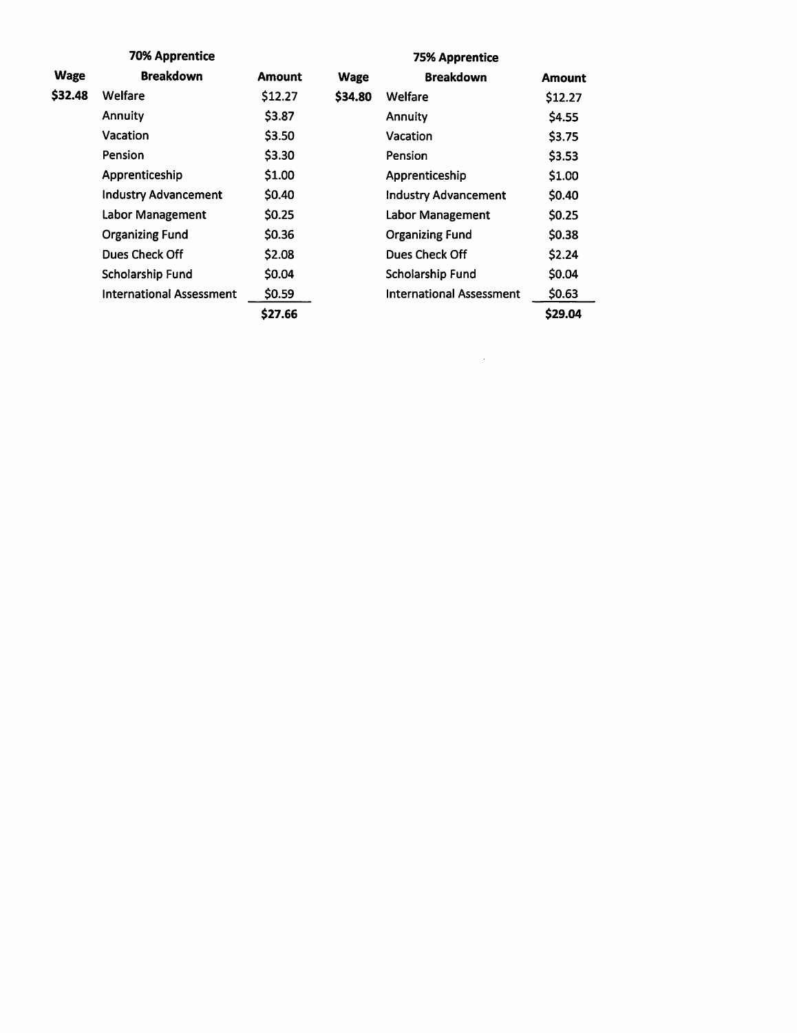| | 70% Apprentice | | | 75% Apprentice | |
|---|---|---|---|---|---|
| **Wage** | **Breakdown** | **Amount** | **Wage** | **Breakdown** | **Amount** |
| **$32.48** | Welfare | $12.27 | **$34.80** | Welfare | $12.27 |
| | Annuity | $3.87 | | Annuity | $4.55 |
| | Vacation | $3.50 | | Vacation | $3.75 |
| | Pension | $3.30 | | Pension | $3.53 |
| | Apprenticeship | $1.00 | | Apprenticeship | $1.00 |
| | Industry Advancement | $0.40 | | Industry Advancement | $0.40 |
| | Labor Management | $0.25 | | Labor Management | $0.25 |
| | Organizing Fund | $0.36 | | Organizing Fund | $0.38 |
| | Dues Check Off | $2.08 | | Dues Check Off | $2.24 |
| | Scholarship Fund | $0.04 | | Scholarship Fund | $0.04 |
| | International Assessment | $0.59 | | International Assessment | $0.63 |
| | | **$27.66** | | | **$29.04** |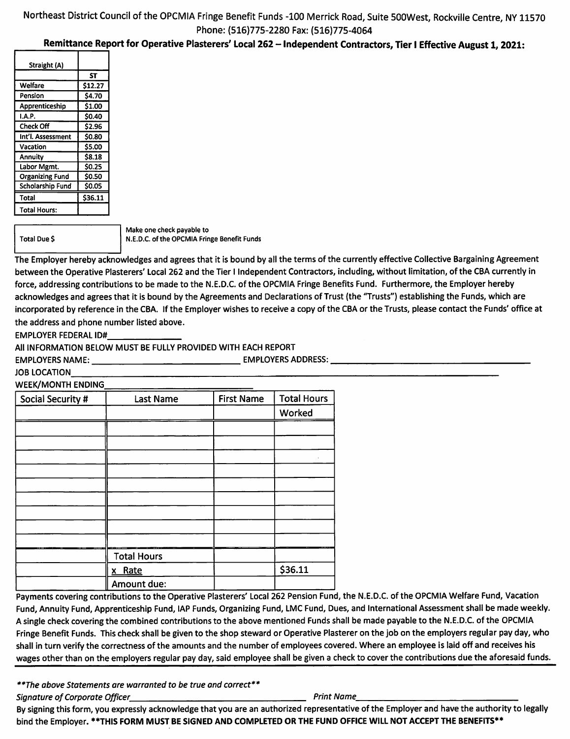Northeast District Council of the OPCMIA Fringe Benefit Funds -100 Merrick Road, Suite 500West, Rockville Centre, NY 11570
Phone: (516)775-2280 Fax: (516)775-4064

**Remittance Report for Operative Plasterers' Local 262 – Independent Contractors, Tier I Effective August 1, 2021:**

| Straight (A) | |
|---|---|
| | ST |
| Welfare | $12.27 |
| Pension | $4.70 |
| Apprenticeship | $1.00 |
| I.A.P. | $0.40 |
| Check Off | $2.96 |
| Int'l. Assessment | $0.80 |
| Vacation | $5.00 |
| Annuity | $8.18 |
| Labor Mgmt. | $0.25 |
| Organizing Fund | $0.50 |
| Scholarship Fund | $0.05 |
| Total | $36.11 |
| Total Hours: | |

| Total Due $ | |
|---|---|

Make one check payable to
N.E.D.C. of the OPCMIA Fringe Benefit Funds

The Employer hereby acknowledges and agrees that it is bound by all the terms of the currently effective Collective Bargaining Agreement between the Operative Plasterers' Local 262 and the Tier I Independent Contractors, including, without limitation, of the CBA currently in force, addressing contributions to be made to the N.E.D.C. of the OPCMIA Fringe Benefits Fund. Furthermore, the Employer hereby acknowledges and agrees that it is bound by the Agreements and Declarations of Trust (the "Trusts") establishing the Funds, which are incorporated by reference in the CBA. If the Employer wishes to receive a copy of the CBA or the Trusts, please contact the Funds' office at the address and phone number listed above.

EMPLOYER FEDERAL ID#_______________

All INFORMATION BELOW MUST BE FULLY PROVIDED WITH EACH REPORT

EMPLOYERS NAME: ______________________________ EMPLOYERS ADDRESS: ______________________________

JOB LOCATION______________________________

WEEK/MONTH ENDING______________________________

| Social Security # | Last Name | First Name | Total Hours |
|---|---|---|---|
| | | | Worked |
| | | | |
| | | | |
| | | | |
| | | | |
| | | | |
| | | | |
| | | | |
| | | | |
| | | | |
| | Total Hours | | |
| | x Rate | | $36.11 |
| | Amount due: | | |

Payments covering contributions to the Operative Plasterers' Local 262 Pension Fund, the N.E.D.C. of the OPCMIA Welfare Fund, Vacation Fund, Annuity Fund, Apprenticeship Fund, IAP Funds, Organizing Fund, LMC Fund, Dues, and International Assessment shall be made weekly. A single check covering the combined contributions to the above mentioned Funds shall be made payable to the N.E.D.C. of the OPCMIA Fringe Benefit Funds. This check shall be given to the shop steward or Operative Plasterer on the job on the employers regular pay day, who shall in turn verify the correctness of the amounts and the number of employees covered. Where an employee is laid off and receives his wages other than on the employers regular pay day, said employee shall be given a check to cover the contributions due the aforesaid funds.

***\*\*The above Statements are warranted to be true and correct\*\****

*Signature of Corporate Officer*______________________________ *Print Name*______________________________

By signing this form, you expressly acknowledge that you are an authorized representative of the Employer and have the authority to legally bind the Employer. **\*\*THIS FORM MUST BE SIGNED AND COMPLETED OR THE FUND OFFICE WILL NOT ACCEPT THE BENEFITS\*\***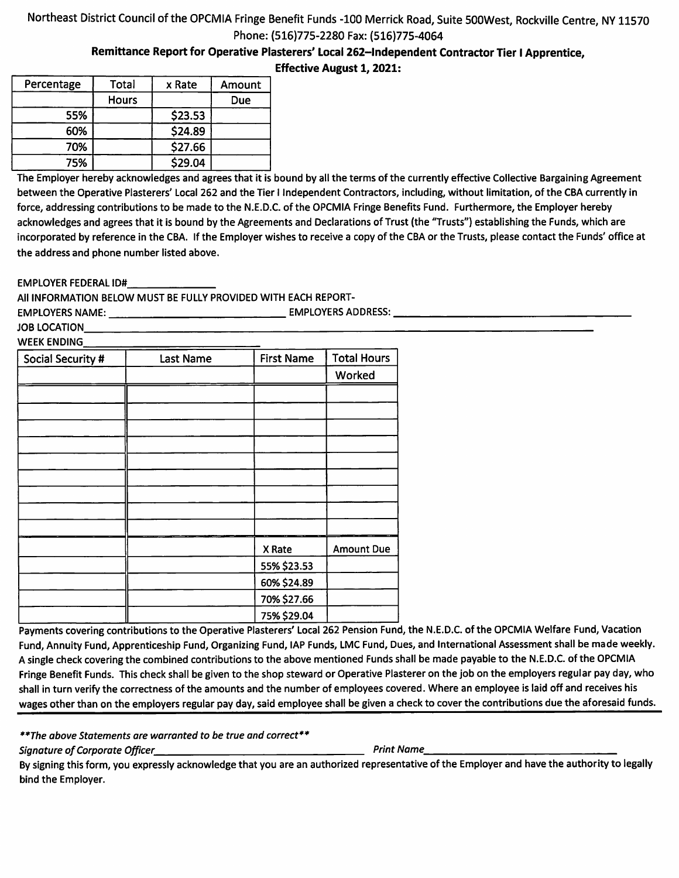Northeast District Council of the OPCMIA Fringe Benefit Funds -100 Merrick Road, Suite 500West, Rockville Centre, NY 11570
Phone: (516)775-2280 Fax: (516)775-4064

**Remittance Report for Operative Plasterers' Local 262–Independent Contractor Tier I Apprentice, Effective August 1, 2021:**

| Percentage | Total Hours | x Rate | Amount Due |
|---|---|---|---|
| 55% | | $23.53 | |
| 60% | | $24.89 | |
| 70% | | $27.66 | |
| 75% | | $29.04 | |

The Employer hereby acknowledges and agrees that it is bound by all the terms of the currently effective Collective Bargaining Agreement between the Operative Plasterers' Local 262 and the Tier I Independent Contractors, including, without limitation, of the CBA currently in force, addressing contributions to be made to the N.E.D.C. of the OPCMIA Fringe Benefits Fund. Furthermore, the Employer hereby acknowledges and agrees that it is bound by the Agreements and Declarations of Trust (the "Trusts") establishing the Funds, which are incorporated by reference in the CBA. If the Employer wishes to receive a copy of the CBA or the Trusts, please contact the Funds' office at the address and phone number listed above.

EMPLOYER FEDERAL ID#\_\_\_\_\_\_\_\_\_\_\_\_\_\_

All INFORMATION BELOW MUST BE FULLY PROVIDED WITH EACH REPORT-

EMPLOYERS NAME: \_\_\_\_\_\_\_\_\_\_\_\_\_\_\_\_\_\_\_\_\_\_\_\_\_\_\_\_ EMPLOYERS ADDRESS: \_\_\_\_\_\_\_\_\_\_\_\_\_\_\_\_\_\_\_\_\_\_\_\_\_\_\_\_

JOB LOCATION\_\_\_\_\_\_\_\_\_\_\_\_\_\_\_\_\_\_\_\_\_\_\_\_\_\_\_\_\_\_\_\_\_\_\_\_\_\_\_\_\_\_\_\_

WEEK ENDING\_\_\_\_\_\_\_\_\_\_\_\_\_\_\_\_\_\_\_\_\_\_\_\_\_\_\_\_

| Social Security # | Last Name | First Name | Total Hours Worked |
|---|---|---|---|
| | | | |
| | | | |
| | | | |
| | | | |
| | | | |
| | | | |
| | | | |
| | | | |
| | | | |
| | | X Rate | Amount Due |
| | | 55% $23.53 | |
| | | 60% $24.89 | |
| | | 70% $27.66 | |
| | | 75% $29.04 | |

Payments covering contributions to the Operative Plasterers' Local 262 Pension Fund, the N.E.D.C. of the OPCMIA Welfare Fund, Vacation Fund, Annuity Fund, Apprenticeship Fund, Organizing Fund, IAP Funds, LMC Fund, Dues, and International Assessment shall be made weekly. A single check covering the combined contributions to the above mentioned Funds shall be made payable to the N.E.D.C. of the OPCMIA Fringe Benefit Funds. This check shall be given to the shop steward or Operative Plasterer on the job on the employers regular pay day, who shall in turn verify the correctness of the amounts and the number of employees covered. Where an employee is laid off and receives his wages other than on the employers regular pay day, said employee shall be given a check to cover the contributions due the aforesaid funds.

***The above Statements are warranted to be true and correct***

*Signature of Corporate Officer*\_\_\_\_\_\_\_\_\_\_\_\_\_\_\_\_\_\_\_\_\_\_\_\_\_\_\_\_ *Print Name*\_\_\_\_\_\_\_\_\_\_\_\_\_\_\_\_\_\_\_\_\_\_\_\_\_\_\_\_

By signing this form, you expressly acknowledge that you are an authorized representative of the Employer and have the authority to legally bind the Employer.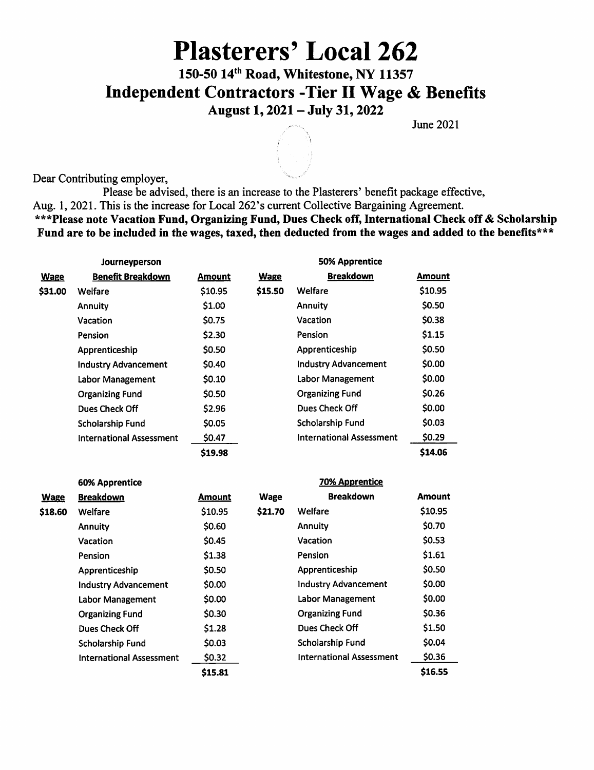# Plasterers' Local 262

## 150-50 14th Road, Whitestone, NY 11357

## Independent Contractors -Tier II Wage & Benefits

### August 1, 2021 – July 31, 2022

June 2021

Dear Contributing employer,

Please be advised, there is an increase to the Plasterers' benefit package effective, Aug. 1, 2021. This is the increase for Local 262's current Collective Bargaining Agreement.

**\*\*\*Please note Vacation Fund, Organizing Fund, Dues Check off, International Check off & Scholarship Fund are to be included in the wages, taxed, then deducted from the wages and added to the benefits\*\*\***

| | Journeyperson | | | 50% Apprentice | |
|---|---|---|---|---|---|
| **Wage** | **Benefit Breakdown** | **Amount** | **Wage** | **Breakdown** | **Amount** |
| $31.00 | Welfare | $10.95 | $15.50 | Welfare | $10.95 |
| | Annuity | $1.00 | | Annuity | $0.50 |
| | Vacation | $0.75 | | Vacation | $0.38 |
| | Pension | $2.30 | | Pension | $1.15 |
| | Apprenticeship | $0.50 | | Apprenticeship | $0.50 |
| | Industry Advancement | $0.40 | | Industry Advancement | $0.00 |
| | Labor Management | $0.10 | | Labor Management | $0.00 |
| | Organizing Fund | $0.50 | | Organizing Fund | $0.26 |
| | Dues Check Off | $2.96 | | Dues Check Off | $0.00 |
| | Scholarship Fund | $0.05 | | Scholarship Fund | $0.03 |
| | International Assessment | $0.47 | | International Assessment | $0.29 |
| | | $19.98 | | | $14.06 |

| | 60% Apprentice | | | 70% Apprentice | |
|---|---|---|---|---|---|
| **Wage** | **Breakdown** | **Amount** | **Wage** | **Breakdown** | **Amount** |
| $18.60 | Welfare | $10.95 | $21.70 | Welfare | $10.95 |
| | Annuity | $0.60 | | Annuity | $0.70 |
| | Vacation | $0.45 | | Vacation | $0.53 |
| | Pension | $1.38 | | Pension | $1.61 |
| | Apprenticeship | $0.50 | | Apprenticeship | $0.50 |
| | Industry Advancement | $0.00 | | Industry Advancement | $0.00 |
| | Labor Management | $0.00 | | Labor Management | $0.00 |
| | Organizing Fund | $0.30 | | Organizing Fund | $0.36 |
| | Dues Check Off | $1.28 | | Dues Check Off | $1.50 |
| | Scholarship Fund | $0.03 | | Scholarship Fund | $0.04 |
| | International Assessment | $0.32 | | International Assessment | $0.36 |
| | | $15.81 | | | $16.55 |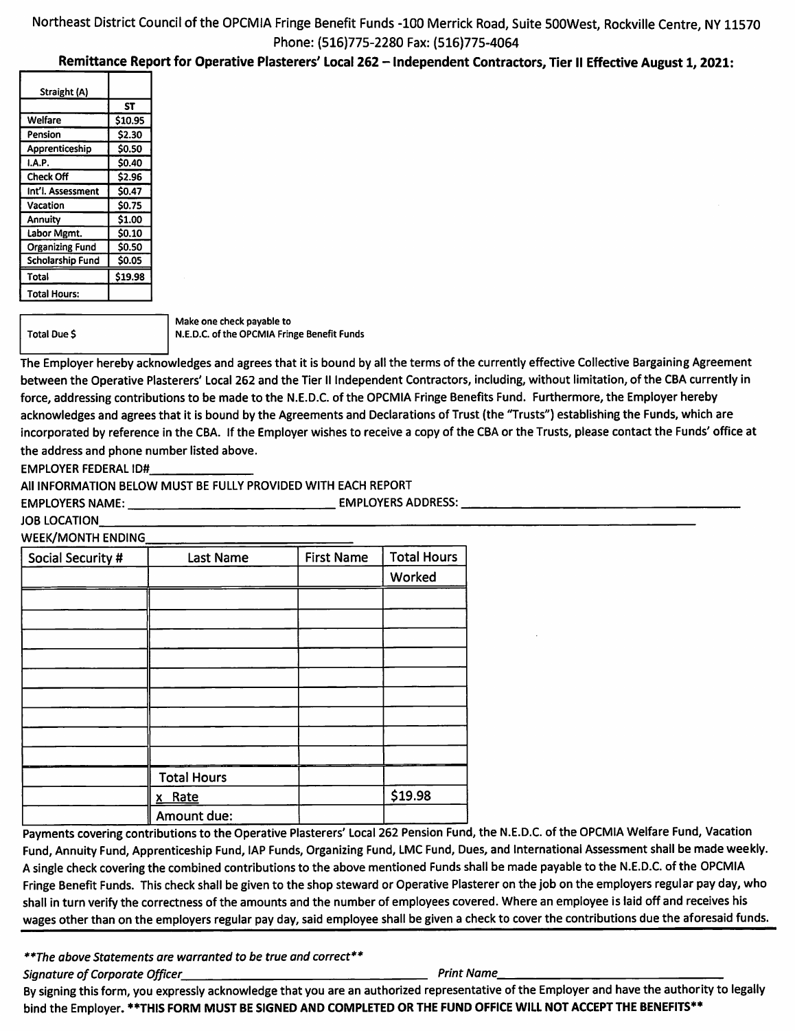Northeast District Council of the OPCMIA Fringe Benefit Funds -100 Merrick Road, Suite 500West, Rockville Centre, NY 11570
Phone: (516)775-2280 Fax: (516)775-4064

**Remittance Report for Operative Plasterers' Local 262 – Independent Contractors, Tier II Effective August 1, 2021:**

| Straight (A) | |
|---|---|
| | ST |
| Welfare | $10.95 |
| Pension | $2.30 |
| Apprenticeship | $0.50 |
| I.A.P. | $0.40 |
| Check Off | $2.96 |
| Int'l. Assessment | $0.47 |
| Vacation | $0.75 |
| Annuity | $1.00 |
| Labor Mgmt. | $0.10 |
| Organizing Fund | $0.50 |
| Scholarship Fund | $0.05 |
| Total | $19.98 |
| Total Hours: | |

| Total Due $ | |
|---|---|

Make one check payable to
N.E.D.C. of the OPCMIA Fringe Benefit Funds

The Employer hereby acknowledges and agrees that it is bound by all the terms of the currently effective Collective Bargaining Agreement between the Operative Plasterers' Local 262 and the Tier II Independent Contractors, including, without limitation, of the CBA currently in force, addressing contributions to be made to the N.E.D.C. of the OPCMIA Fringe Benefits Fund. Furthermore, the Employer hereby acknowledges and agrees that it is bound by the Agreements and Declarations of Trust (the "Trusts") establishing the Funds, which are incorporated by reference in the CBA. If the Employer wishes to receive a copy of the CBA or the Trusts, please contact the Funds' office at the address and phone number listed above.

EMPLOYER FEDERAL ID#______________

All INFORMATION BELOW MUST BE FULLY PROVIDED WITH EACH REPORT

EMPLOYERS NAME: ______________________________ EMPLOYERS ADDRESS: ______________________________

JOB LOCATION______________________________________________________________

WEEK/MONTH ENDING______________________________

| Social Security # | Last Name | First Name | Total Hours Worked |
|---|---|---|---|
| | | | |
| | | | |
| | | | |
| | | | |
| | | | |
| | | | |
| | | | |
| | | | |
| | | | |
| | | | |
| | Total Hours | | |
| | x Rate | | $19.98 |
| | Amount due: | | |

Payments covering contributions to the Operative Plasterers' Local 262 Pension Fund, the N.E.D.C. of the OPCMIA Welfare Fund, Vacation Fund, Annuity Fund, Apprenticeship Fund, IAP Funds, Organizing Fund, LMC Fund, Dues, and International Assessment shall be made weekly. A single check covering the combined contributions to the above mentioned Funds shall be made payable to the N.E.D.C. of the OPCMIA Fringe Benefit Funds. This check shall be given to the shop steward or Operative Plasterer on the job on the employers regular pay day, who shall in turn verify the correctness of the amounts and the number of employees covered. Where an employee is laid off and receives his wages other than on the employers regular pay day, said employee shall be given a check to cover the contributions due the aforesaid funds.

*\*\*The above Statements are warranted to be true and correct\*\**

*Signature of Corporate Officer*______________________________ *Print Name*______________________________

By signing this form, you expressly acknowledge that you are an authorized representative of the Employer and have the authority to legally bind the Employer. **\*\*THIS FORM MUST BE SIGNED AND COMPLETED OR THE FUND OFFICE WILL NOT ACCEPT THE BENEFITS\*\***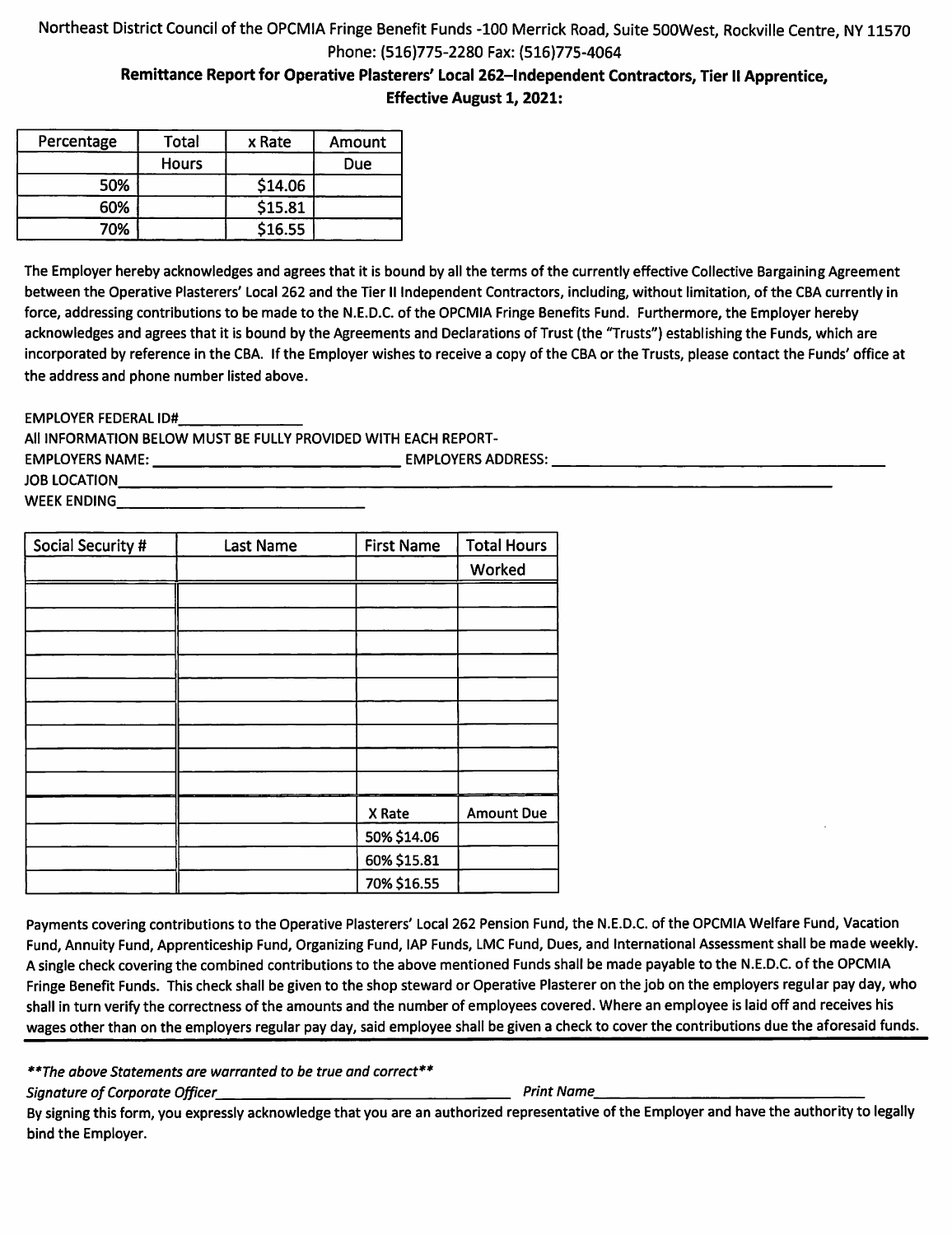Northeast District Council of the OPCMIA Fringe Benefit Funds -100 Merrick Road, Suite 500West, Rockville Centre, NY 11570
Phone: (516)775-2280 Fax: (516)775-4064

**Remittance Report for Operative Plasterers' Local 262–Independent Contractors, Tier II Apprentice, Effective August 1, 2021:**

| Percentage | Total Hours | x Rate | Amount Due |
|---|---|---|---|
| 50% | | $14.06 | |
| 60% | | $15.81 | |
| 70% | | $16.55 | |

The Employer hereby acknowledges and agrees that it is bound by all the terms of the currently effective Collective Bargaining Agreement between the Operative Plasterers' Local 262 and the Tier II Independent Contractors, including, without limitation, of the CBA currently in force, addressing contributions to be made to the N.E.D.C. of the OPCMIA Fringe Benefits Fund. Furthermore, the Employer hereby acknowledges and agrees that it is bound by the Agreements and Declarations of Trust (the "Trusts") establishing the Funds, which are incorporated by reference in the CBA. If the Employer wishes to receive a copy of the CBA or the Trusts, please contact the Funds' office at the address and phone number listed above.

EMPLOYER FEDERAL ID#______________

All INFORMATION BELOW MUST BE FULLY PROVIDED WITH EACH REPORT-

EMPLOYERS NAME: ____________________________ EMPLOYERS ADDRESS: ____________________________________

JOB LOCATION________________________________________________________________________

WEEK ENDING____________________________

| Social Security # | Last Name | First Name | Total Hours Worked |
|---|---|---|---|
| | | | |
| | | | |
| | | | |
| | | | |
| | | | |
| | | | |
| | | | |
| | | | |
| | | | |
| | | X Rate | Amount Due |
| | | 50% $14.06 | |
| | | 60% $15.81 | |
| | | 70% $16.55 | |

Payments covering contributions to the Operative Plasterers' Local 262 Pension Fund, the N.E.D.C. of the OPCMIA Welfare Fund, Vacation Fund, Annuity Fund, Apprenticeship Fund, Organizing Fund, IAP Funds, LMC Fund, Dues, and International Assessment shall be made weekly. A single check covering the combined contributions to the above mentioned Funds shall be made payable to the N.E.D.C. of the OPCMIA Fringe Benefit Funds. This check shall be given to the shop steward or Operative Plasterer on the job on the employers regular pay day, who shall in turn verify the correctness of the amounts and the number of employees covered. Where an employee is laid off and receives his wages other than on the employers regular pay day, said employee shall be given a check to cover the contributions due the aforesaid funds.

***The above Statements are warranted to be true and correct***

*Signature of Corporate Officer*______________________________ *Print Name*____________________________

By signing this form, you expressly acknowledge that you are an authorized representative of the Employer and have the authority to legally bind the Employer.